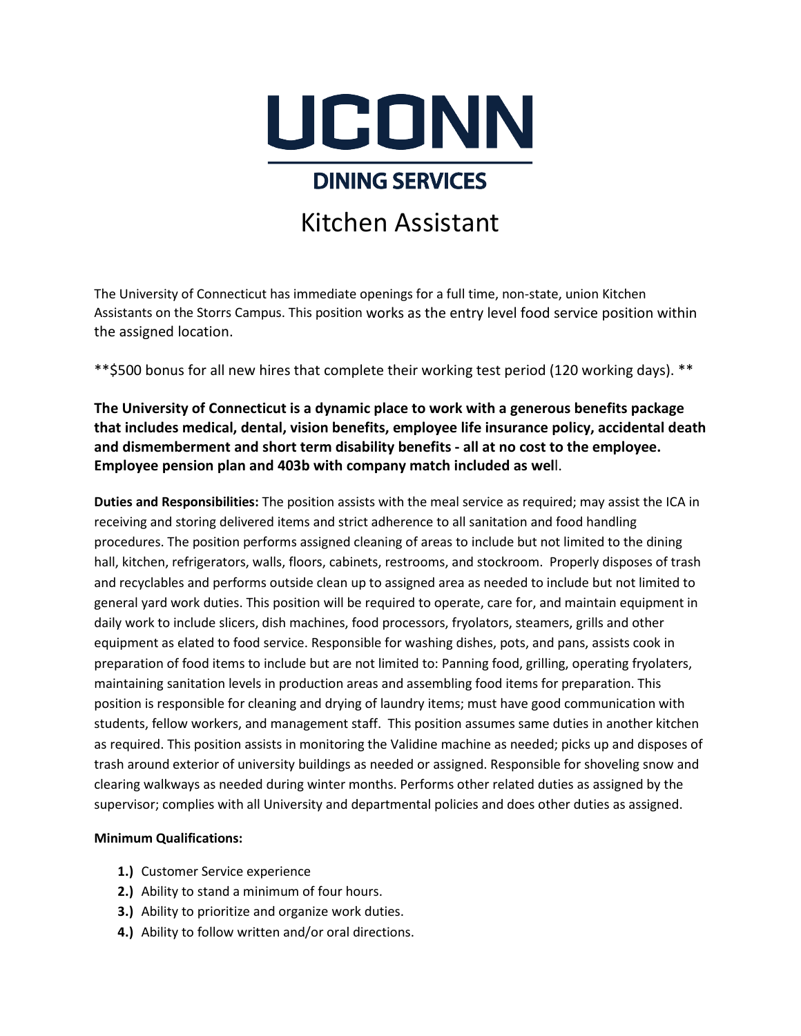# UCONN

## DINING SERVICES

# Kitchen Assistant

The University of Connecticut has immediate openings for a full time, non-state, union Kitchen Assistants on the Storrs Campus. This position works as the entry level food service position within the assigned location.

**$500 bonus for all new hires that complete their working test period (120 working days). **

**The University of Connecticut is a dynamic place to work with a generous benefits package that includes medical, dental, vision benefits, employee life insurance policy, accidental death and dismemberment and short term disability benefits - all at no cost to the employee. Employee pension plan and 403b with company match included as wel**l.

**Duties and Responsibilities:** The position assists with the meal service as required; may assist the ICA in receiving and storing delivered items and strict adherence to all sanitation and food handling procedures. The position performs assigned cleaning of areas to include but not limited to the dining hall, kitchen, refrigerators, walls, floors, cabinets, restrooms, and stockroom. Properly disposes of trash and recyclables and performs outside clean up to assigned area as needed to include but not limited to general yard work duties. This position will be required to operate, care for, and maintain equipment in daily work to include slicers, dish machines, food processors, fryolators, steamers, grills and other equipment as elated to food service. Responsible for washing dishes, pots, and pans, assists cook in preparation of food items to include but are not limited to: Panning food, grilling, operating fryolaters, maintaining sanitation levels in production areas and assembling food items for preparation. This position is responsible for cleaning and drying of laundry items; must have good communication with students, fellow workers, and management staff. This position assumes same duties in another kitchen as required. This position assists in monitoring the Validine machine as needed; picks up and disposes of trash around exterior of university buildings as needed or assigned. Responsible for shoveling snow and clearing walkways as needed during winter months. Performs other related duties as assigned by the supervisor; complies with all University and departmental policies and does other duties as assigned.

**Minimum Qualifications:**

1. Customer Service experience
2. Ability to stand a minimum of four hours.
3. Ability to prioritize and organize work duties.
4. Ability to follow written and/or oral directions.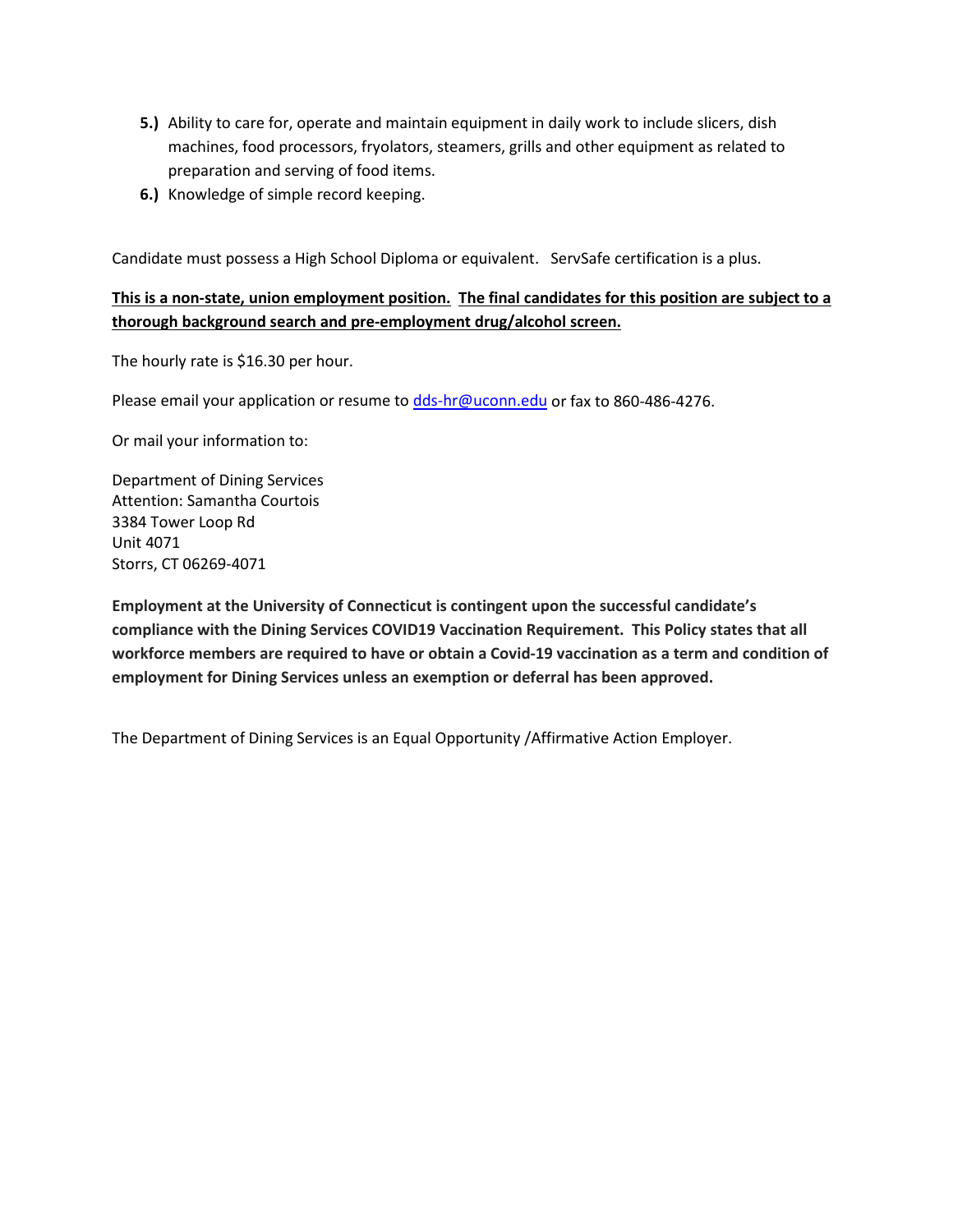5.) Ability to care for, operate and maintain equipment in daily work to include slicers, dish machines, food processors, fryolators, steamers, grills and other equipment as related to preparation and serving of food items.

6.) Knowledge of simple record keeping.

Candidate must possess a High School Diploma or equivalent. ServSafe certification is a plus.

**This is a non-state, union employment position. The final candidates for this position are subject to a thorough background search and pre-employment drug/alcohol screen.**

The hourly rate is $16.30 per hour.

Please email your application or resume to [dds-hr@uconn.edu](mailto:dds-hr@uconn.edu) or fax to 860-486-4276.

Or mail your information to:

Department of Dining Services
Attention: Samantha Courtois
3384 Tower Loop Rd
Unit 4071
Storrs, CT 06269-4071

**Employment at the University of Connecticut is contingent upon the successful candidate's compliance with the Dining Services COVID19 Vaccination Requirement. This Policy states that all workforce members are required to have or obtain a Covid-19 vaccination as a term and condition of employment for Dining Services unless an exemption or deferral has been approved.**

The Department of Dining Services is an Equal Opportunity /Affirmative Action Employer.